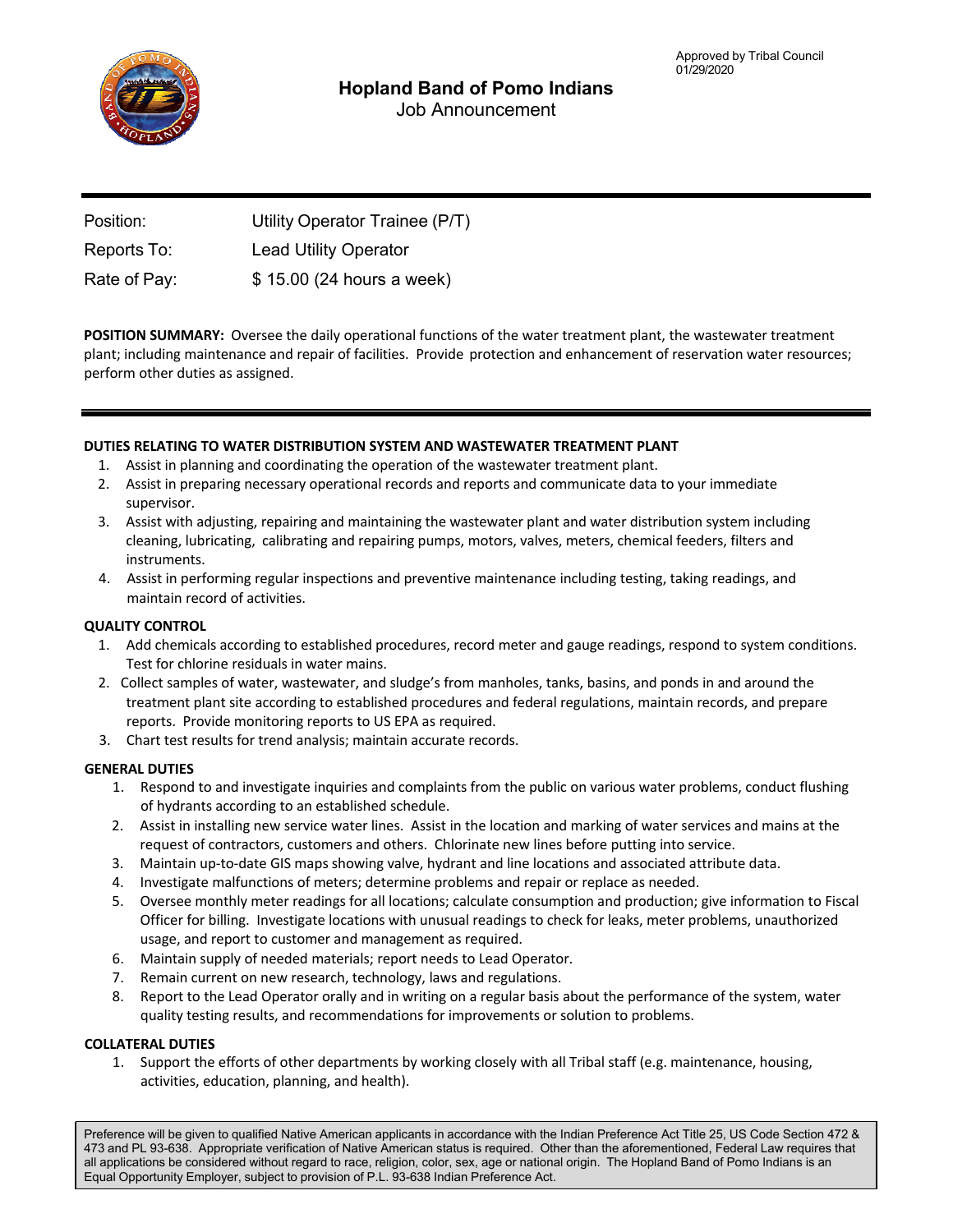Approved by Tribal Council
01/29/2020

# Hopland Band of Pomo Indians

Job Announcement

| | |
|---|---|
| Position: | Utility Operator Trainee (P/T) |
| Reports To: | Lead Utility Operator |
| Rate of Pay: | $ 15.00 (24 hours a week) |

**POSITION SUMMARY:** Oversee the daily operational functions of the water treatment plant, the wastewater treatment plant; including maintenance and repair of facilities. Provide protection and enhancement of reservation water resources; perform other duties as assigned.

**DUTIES RELATING TO WATER DISTRIBUTION SYSTEM AND WASTEWATER TREATMENT PLANT**

1. Assist in planning and coordinating the operation of the wastewater treatment plant.
2. Assist in preparing necessary operational records and reports and communicate data to your immediate supervisor.
3. Assist with adjusting, repairing and maintaining the wastewater plant and water distribution system including cleaning, lubricating, calibrating and repairing pumps, motors, valves, meters, chemical feeders, filters and instruments.
4. Assist in performing regular inspections and preventive maintenance including testing, taking readings, and maintain record of activities.

**QUALITY CONTROL**

1. Add chemicals according to established procedures, record meter and gauge readings, respond to system conditions. Test for chlorine residuals in water mains.
2. Collect samples of water, wastewater, and sludge's from manholes, tanks, basins, and ponds in and around the treatment plant site according to established procedures and federal regulations, maintain records, and prepare reports. Provide monitoring reports to US EPA as required.
3. Chart test results for trend analysis; maintain accurate records.

**GENERAL DUTIES**

1. Respond to and investigate inquiries and complaints from the public on various water problems, conduct flushing of hydrants according to an established schedule.
2. Assist in installing new service water lines. Assist in the location and marking of water services and mains at the request of contractors, customers and others. Chlorinate new lines before putting into service.
3. Maintain up-to-date GIS maps showing valve, hydrant and line locations and associated attribute data.
4. Investigate malfunctions of meters; determine problems and repair or replace as needed.
5. Oversee monthly meter readings for all locations; calculate consumption and production; give information to Fiscal Officer for billing. Investigate locations with unusual readings to check for leaks, meter problems, unauthorized usage, and report to customer and management as required.
6. Maintain supply of needed materials; report needs to Lead Operator.
7. Remain current on new research, technology, laws and regulations.
8. Report to the Lead Operator orally and in writing on a regular basis about the performance of the system, water quality testing results, and recommendations for improvements or solution to problems.

**COLLATERAL DUTIES**

1. Support the efforts of other departments by working closely with all Tribal staff (e.g. maintenance, housing, activities, education, planning, and health).

Preference will be given to qualified Native American applicants in accordance with the Indian Preference Act Title 25, US Code Section 472 & 473 and PL 93-638. Appropriate verification of Native American status is required. Other than the aforementioned, Federal Law requires that all applications be considered without regard to race, religion, color, sex, age or national origin. The Hopland Band of Pomo Indians is an Equal Opportunity Employer, subject to provision of P.L. 93-638 Indian Preference Act.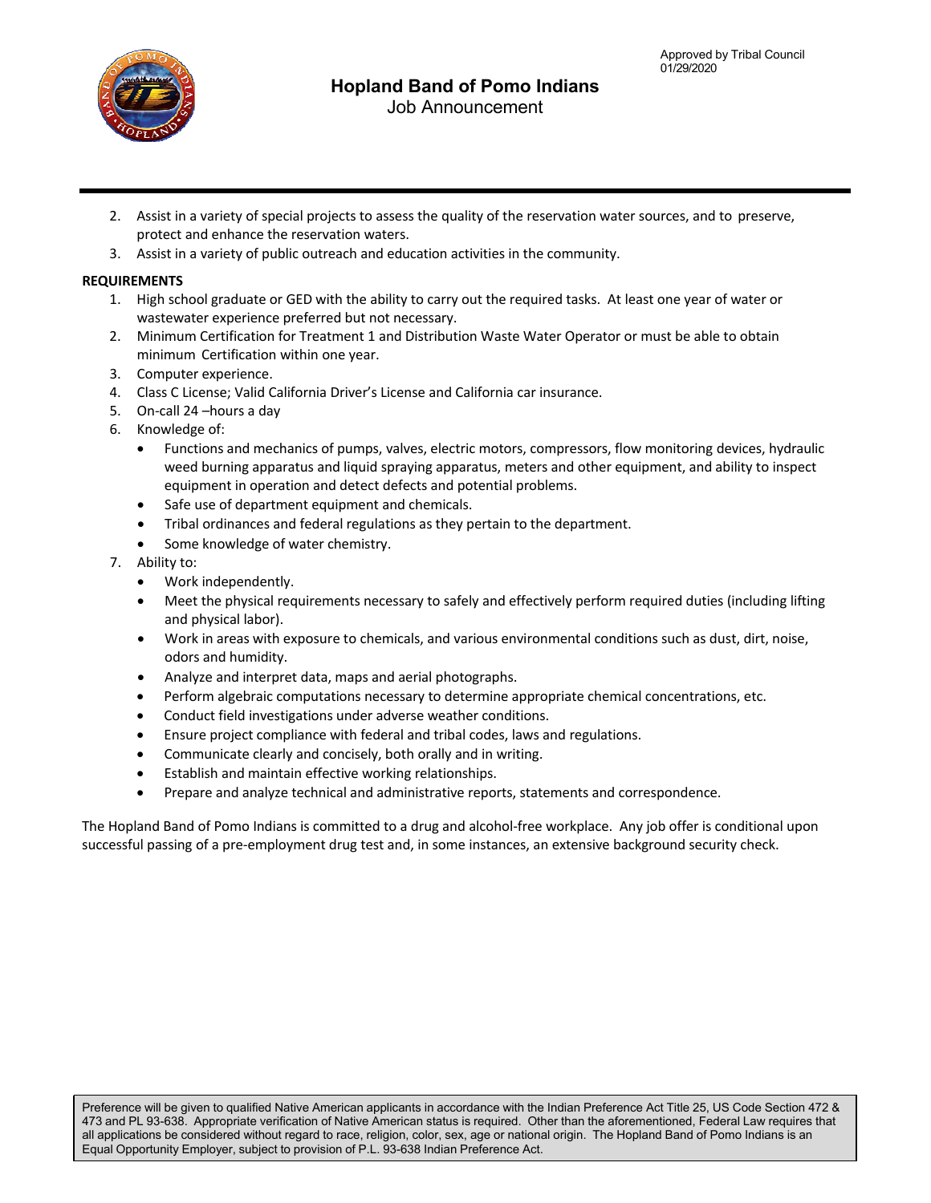2. Assist in a variety of special projects to assess the quality of the reservation water sources, and to preserve, protect and enhance the reservation waters.
3. Assist in a variety of public outreach and education activities in the community.

**REQUIREMENTS**

1. High school graduate or GED with the ability to carry out the required tasks. At least one year of water or wastewater experience preferred but not necessary.
2. Minimum Certification for Treatment 1 and Distribution Waste Water Operator or must be able to obtain minimum Certification within one year.
3. Computer experience.
4. Class C License; Valid California Driver's License and California car insurance.
5. On-call 24 –hours a day
6. Knowledge of:
   - Functions and mechanics of pumps, valves, electric motors, compressors, flow monitoring devices, hydraulic weed burning apparatus and liquid spraying apparatus, meters and other equipment, and ability to inspect equipment in operation and detect defects and potential problems.
   - Safe use of department equipment and chemicals.
   - Tribal ordinances and federal regulations as they pertain to the department.
   - Some knowledge of water chemistry.
7. Ability to:
   - Work independently.
   - Meet the physical requirements necessary to safely and effectively perform required duties (including lifting and physical labor).
   - Work in areas with exposure to chemicals, and various environmental conditions such as dust, dirt, noise, odors and humidity.
   - Analyze and interpret data, maps and aerial photographs.
   - Perform algebraic computations necessary to determine appropriate chemical concentrations, etc.
   - Conduct field investigations under adverse weather conditions.
   - Ensure project compliance with federal and tribal codes, laws and regulations.
   - Communicate clearly and concisely, both orally and in writing.
   - Establish and maintain effective working relationships.
   - Prepare and analyze technical and administrative reports, statements and correspondence.

The Hopland Band of Pomo Indians is committed to a drug and alcohol-free workplace. Any job offer is conditional upon successful passing of a pre-employment drug test and, in some instances, an extensive background security check.

Preference will be given to qualified Native American applicants in accordance with the Indian Preference Act Title 25, US Code Section 472 & 473 and PL 93-638. Appropriate verification of Native American status is required. Other than the aforementioned, Federal Law requires that all applications be considered without regard to race, religion, color, sex, age or national origin. The Hopland Band of Pomo Indians is an Equal Opportunity Employer, subject to provision of P.L. 93-638 Indian Preference Act.